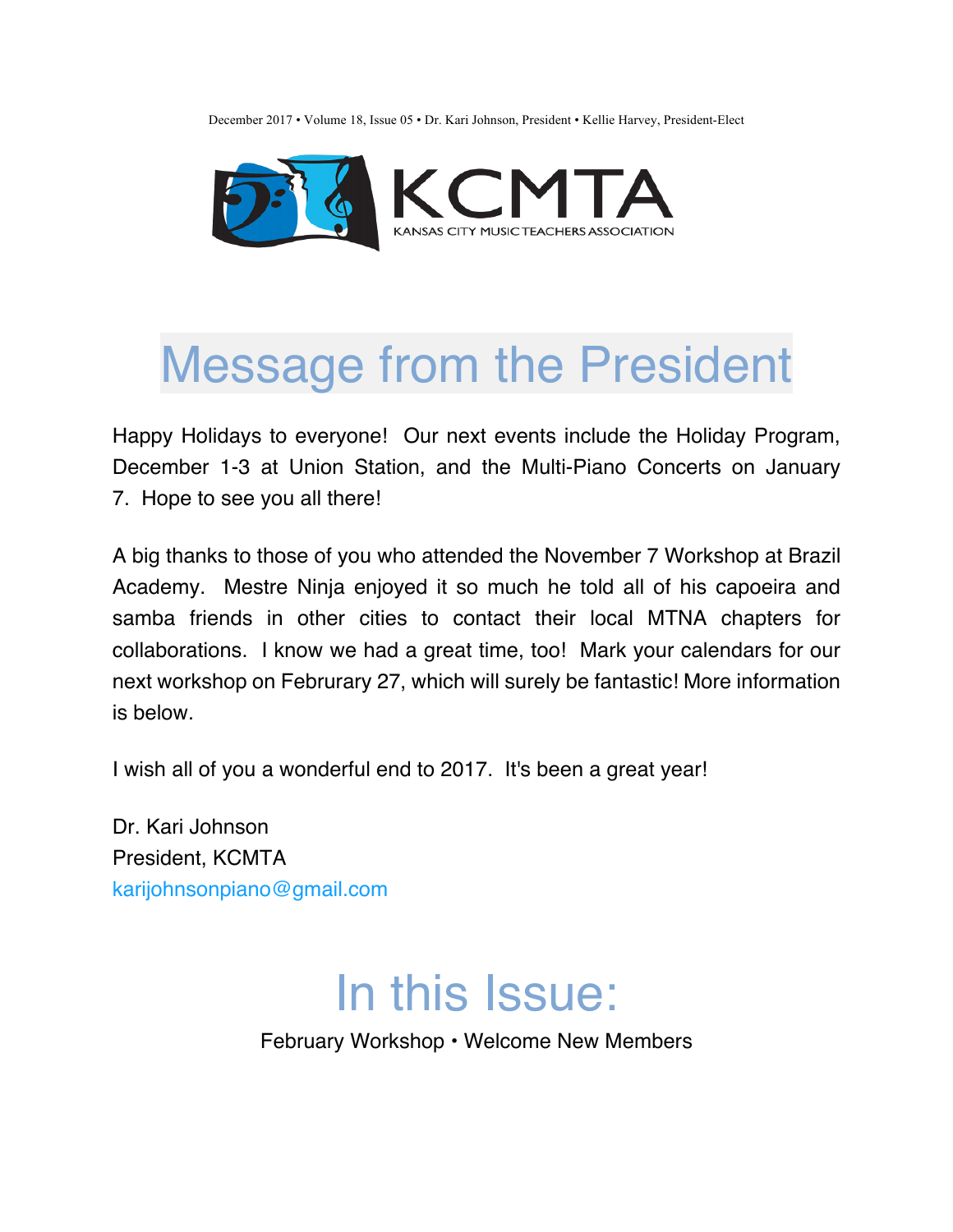December 2017 • Volume 18, Issue 05 • Dr. Kari Johnson, President • Kellie Harvey, President-Elect

KCMTA

KANSAS CITY MUSIC TEACHERS ASSOCIATION

# Message from the President

Happy Holidays to everyone! Our next events include the Holiday Program, December 1-3 at Union Station, and the Multi-Piano Concerts on January 7. Hope to see you all there!

A big thanks to those of you who attended the November 7 Workshop at Brazil Academy. Mestre Ninja enjoyed it so much he told all of his capoeira and samba friends in other cities to contact their local MTNA chapters for collaborations. I know we had a great time, too! Mark your calendars for our next workshop on Februrary 27, which will surely be fantastic! More information is below.

I wish all of you a wonderful end to 2017. It's been a great year!

Dr. Kari Johnson
President, KCMTA
karijohnsonpiano@gmail.com

# In this Issue:

February Workshop • Welcome New Members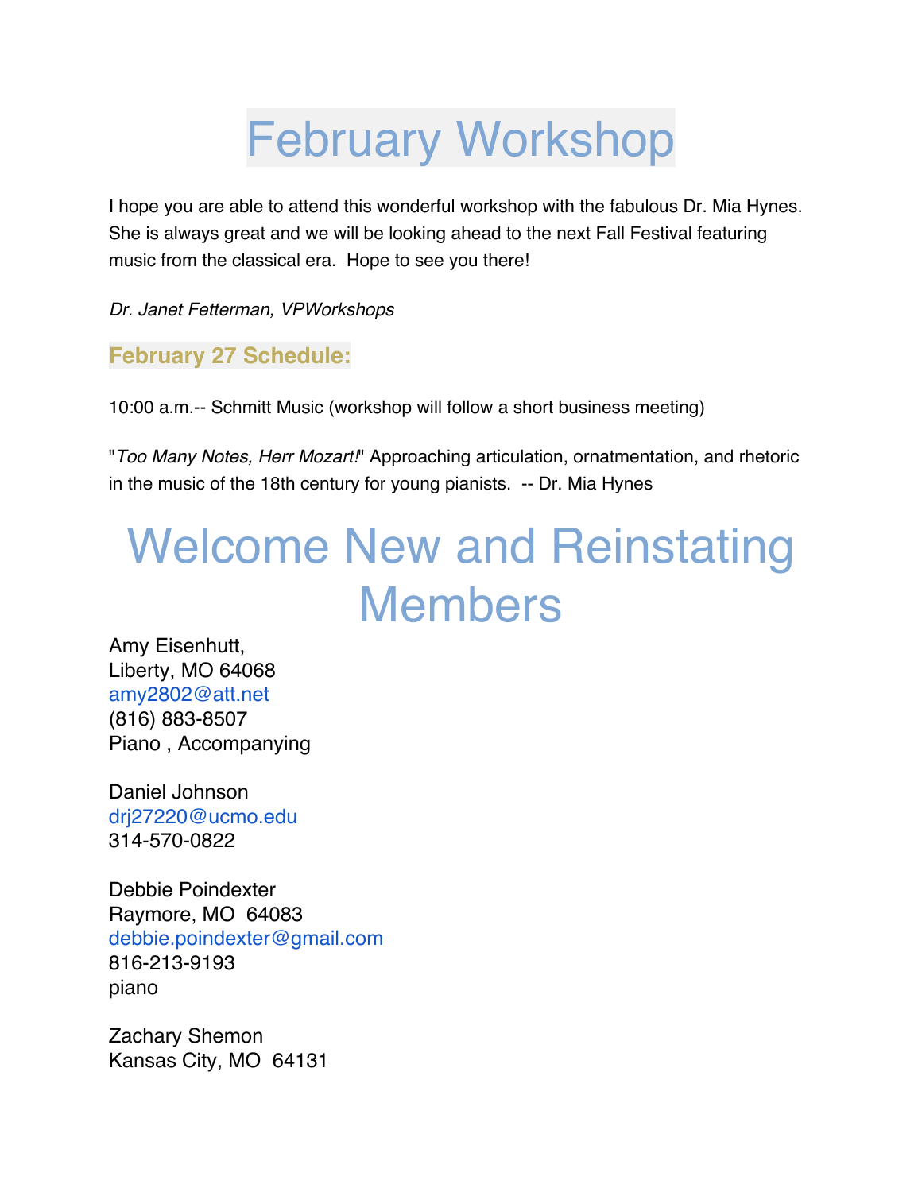# February Workshop

I hope you are able to attend this wonderful workshop with the fabulous Dr. Mia Hynes. She is always great and we will be looking ahead to the next Fall Festival featuring music from the classical era. Hope to see you there!

*Dr. Janet Fetterman, VPWorkshops*

### February 27 Schedule:

10:00 a.m.-- Schmitt Music (workshop will follow a short business meeting)

"*Too Many Notes, Herr Mozart!*" Approaching articulation, ornatmentation, and rhetoric in the music of the 18th century for young pianists. -- Dr. Mia Hynes

# Welcome New and Reinstating Members

Amy Eisenhutt,
Liberty, MO 64068
amy2802@att.net
(816) 883-8507
Piano , Accompanying

Daniel Johnson
drj27220@ucmo.edu
314-570-0822

Debbie Poindexter
Raymore, MO 64083
debbie.poindexter@gmail.com
816-213-9193
piano

Zachary Shemon
Kansas City, MO 64131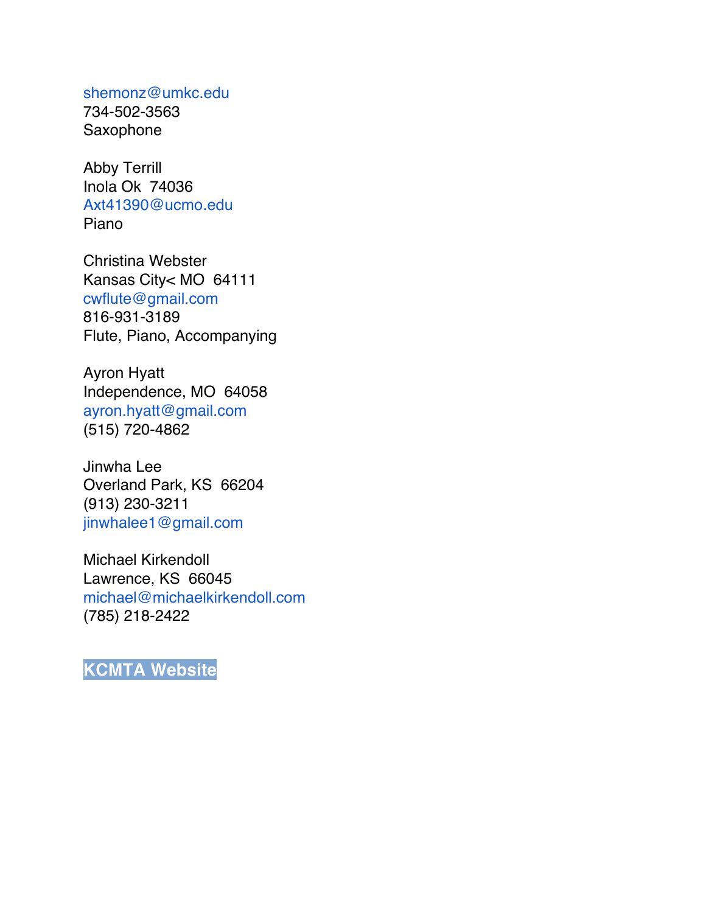shemonz@umkc.edu
734-502-3563
Saxophone

Abby Terrill
Inola Ok  74036
Axt41390@ucmo.edu
Piano

Christina Webster
Kansas City< MO  64111
cwflute@gmail.com
816-931-3189
Flute, Piano, Accompanying

Ayron Hyatt
Independence, MO  64058
ayron.hyatt@gmail.com
(515) 720-4862

Jinwha Lee
Overland Park, KS  66204
(913) 230-3211
jinwhalee1@gmail.com

Michael Kirkendoll
Lawrence, KS  66045
michael@michaelkirkendoll.com
(785) 218-2422

**KCMTA Website**